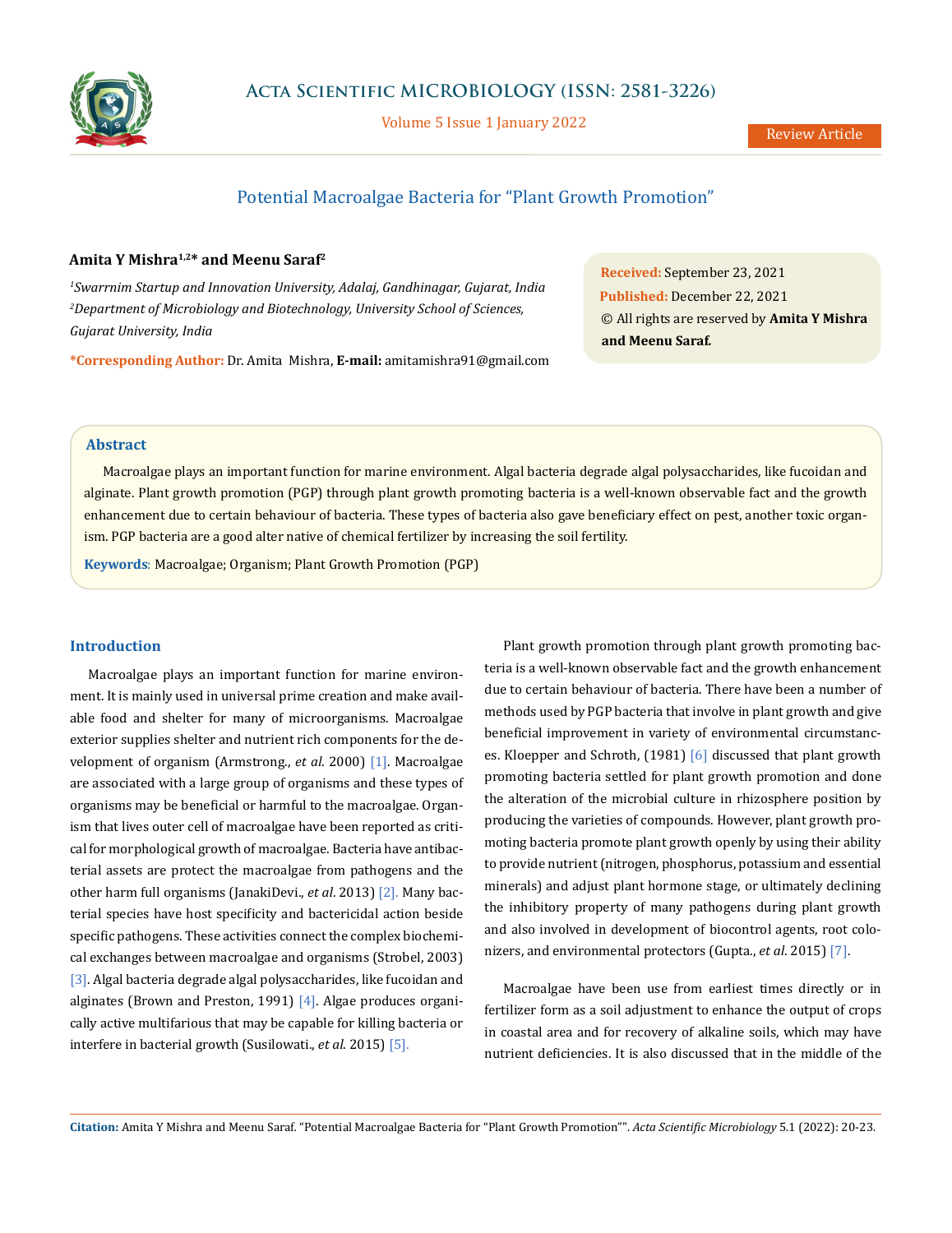Review Article

# Potential Macroalgae Bacteria for "Plant Growth Promotion"

**Amita Y Mishra[1,2]* and Meenu Saraf[2]**

*[1]Swarrnim Startup and Innovation University, Adalaj, Gandhinagar, Gujarat, India*
*[2]Department of Microbiology and Biotechnology, University School of Sciences, Gujarat University, India*

**\*Corresponding Author:** Dr. Amita Mishra, **E-mail:** amitamishra91@gmail.com

**Received:** September 23, 2021
**Published:** December 22, 2021
© All rights are reserved by **Amita Y Mishra and Meenu Saraf.**

## Abstract

Macroalgae plays an important function for marine environment. Algal bacteria degrade algal polysaccharides, like fucoidan and alginate. Plant growth promotion (PGP) through plant growth promoting bacteria is a well-known observable fact and the growth enhancement due to certain behaviour of bacteria. These types of bacteria also gave beneficiary effect on pest, another toxic organism. PGP bacteria are a good alter native of chemical fertilizer by increasing the soil fertility.

**Keywords**: Macroalgae; Organism; Plant Growth Promotion (PGP)

## Introduction

Macroalgae plays an important function for marine environment. It is mainly used in universal prime creation and make available food and shelter for many of microorganisms. Macroalgae exterior supplies shelter and nutrient rich components for the development of organism (Armstrong., *et al.* 2000) [1]. Macroalgae are associated with a large group of organisms and these types of organisms may be beneficial or harmful to the macroalgae. Organism that lives outer cell of macroalgae have been reported as critical for morphological growth of macroalgae. Bacteria have antibacterial assets are protect the macroalgae from pathogens and the other harm full organisms (JanakiDevi., *et al.* 2013) [2]. Many bacterial species have host specificity and bactericidal action beside specific pathogens. These activities connect the complex biochemical exchanges between macroalgae and organisms (Strobel, 2003) [3]. Algal bacteria degrade algal polysaccharides, like fucoidan and alginates (Brown and Preston, 1991) [4]. Algae produces organically active multifarious that may be capable for killing bacteria or interfere in bacterial growth (Susilowati., *et al.* 2015) [5].

Plant growth promotion through plant growth promoting bacteria is a well-known observable fact and the growth enhancement due to certain behaviour of bacteria. There have been a number of methods used by PGP bacteria that involve in plant growth and give beneficial improvement in variety of environmental circumstances. Kloepper and Schroth, (1981) [6] discussed that plant growth promoting bacteria settled for plant growth promotion and done the alteration of the microbial culture in rhizosphere position by producing the varieties of compounds. However, plant growth promoting bacteria promote plant growth openly by using their ability to provide nutrient (nitrogen, phosphorus, potassium and essential minerals) and adjust plant hormone stage, or ultimately declining the inhibitory property of many pathogens during plant growth and also involved in development of biocontrol agents, root colonizers, and environmental protectors (Gupta., *et al.* 2015) [7].

Macroalgae have been use from earliest times directly or in fertilizer form as a soil adjustment to enhance the output of crops in coastal area and for recovery of alkaline soils, which may have nutrient deficiencies. It is also discussed that in the middle of the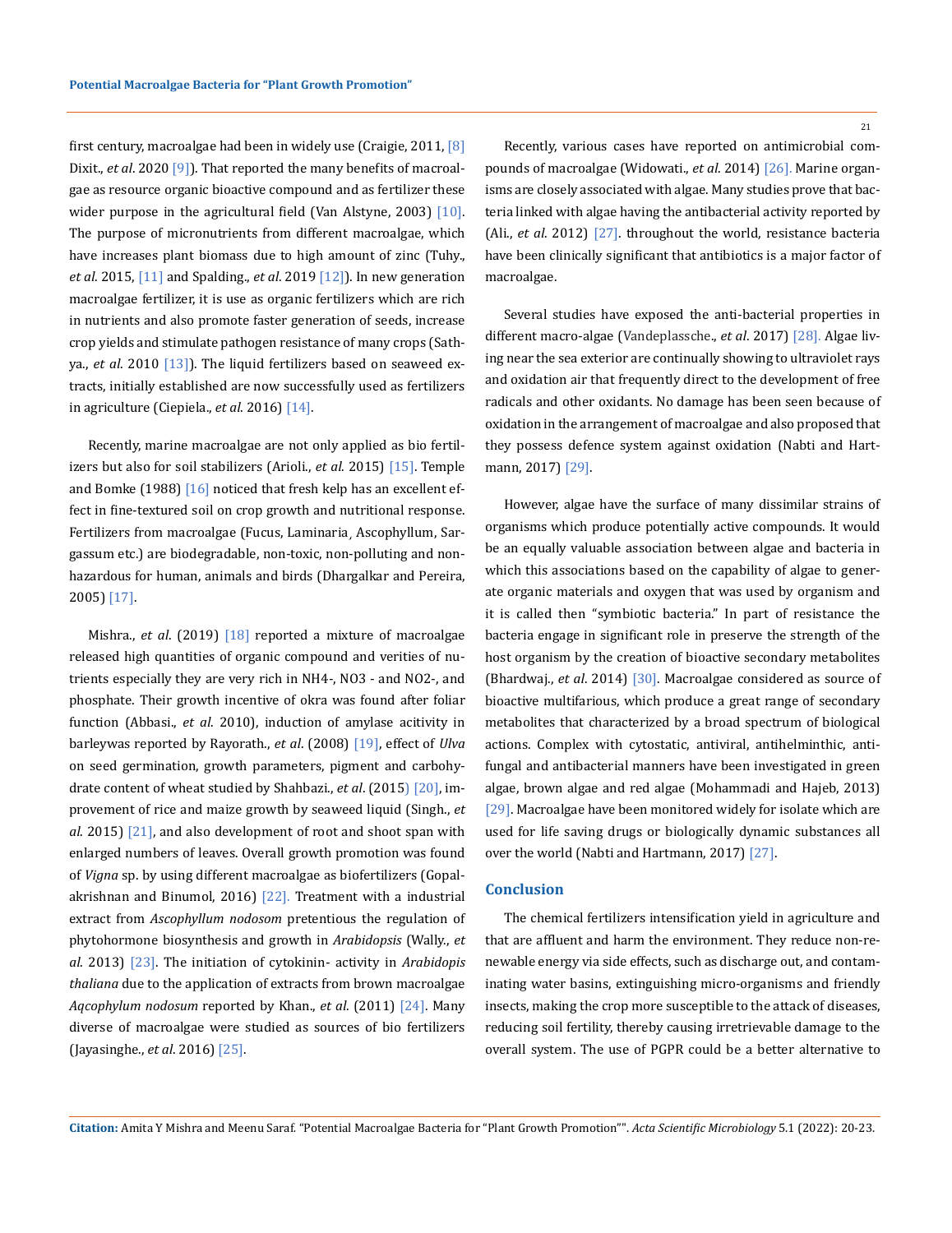first century, macroalgae had been in widely use (Craigie, 2011, [8] Dixit., *et al*. 2020 [9]). That reported the many benefits of macroalgae as resource organic bioactive compound and as fertilizer these wider purpose in the agricultural field (Van Alstyne, 2003) [10]. The purpose of micronutrients from different macroalgae, which have increases plant biomass due to high amount of zinc (Tuhy., *et al*. 2015, [11] and Spalding., *et al*. 2019 [12]). In new generation macroalgae fertilizer, it is use as organic fertilizers which are rich in nutrients and also promote faster generation of seeds, increase crop yields and stimulate pathogen resistance of many crops (Sathya., *et al*. 2010 [13]). The liquid fertilizers based on seaweed extracts, initially established are now successfully used as fertilizers in agriculture (Ciepiela., *et al*. 2016) [14].

Recently, marine macroalgae are not only applied as bio fertilizers but also for soil stabilizers (Arioli., *et al*. 2015) [15]. Temple and Bomke (1988) [16] noticed that fresh kelp has an excellent effect in fine-textured soil on crop growth and nutritional response. Fertilizers from macroalgae (Fucus, Laminaria¸ Ascophyllum, Sargassum etc.) are biodegradable, non-toxic, non-polluting and non-hazardous for human, animals and birds (Dhargalkar and Pereira, 2005) [17].

Mishra., *et al*. (2019) [18] reported a mixture of macroalgae released high quantities of organic compound and verities of nutrients especially they are very rich in NH4-, NO3 - and NO2-, and phosphate. Their growth incentive of okra was found after foliar function (Abbasi., *et al*. 2010), induction of amylase acitivity in barleywas reported by Rayorath., *et al*. (2008) [19], effect of *Ulva* on seed germination, growth parameters, pigment and carbohydrate content of wheat studied by Shahbazi., *et al*. (2015) [20], improvement of rice and maize growth by seaweed liquid (Singh., *et al*. 2015) [21], and also development of root and shoot span with enlarged numbers of leaves. Overall growth promotion was found of *Vigna* sp. by using different macroalgae as biofertilizers (Gopalakrishnan and Binumol, 2016) [22]. Treatment with a industrial extract from *Ascophyllum nodosom* pretentious the regulation of phytohormone biosynthesis and growth in *Arabidopsis* (Wally., *et al*. 2013) [23]. The initiation of cytokinin- activity in *Arabidopis thaliana* due to the application of extracts from brown macroalgae *Aqcophylum nodosum* reported by Khan., *et al*. (2011) [24]. Many diverse of macroalgae were studied as sources of bio fertilizers (Jayasinghe., *et al*. 2016) [25].

Recently, various cases have reported on antimicrobial compounds of macroalgae (Widowati., *et al*. 2014) [26]. Marine organisms are closely associated with algae. Many studies prove that bacteria linked with algae having the antibacterial activity reported by (Ali., *et al*. 2012) [27]. throughout the world, resistance bacteria have been clinically significant that antibiotics is a major factor of macroalgae.

Several studies have exposed the anti-bacterial properties in different macro-algae (Vandeplassche., *et al*. 2017) [28]. Algae living near the sea exterior are continually showing to ultraviolet rays and oxidation air that frequently direct to the development of free radicals and other oxidants. No damage has been seen because of oxidation in the arrangement of macroalgae and also proposed that they possess defence system against oxidation (Nabti and Hartmann, 2017) [29].

However, algae have the surface of many dissimilar strains of organisms which produce potentially active compounds. It would be an equally valuable association between algae and bacteria in which this associations based on the capability of algae to generate organic materials and oxygen that was used by organism and it is called then "symbiotic bacteria." In part of resistance the bacteria engage in significant role in preserve the strength of the host organism by the creation of bioactive secondary metabolites (Bhardwaj., *et al*. 2014) [30]. Macroalgae considered as source of bioactive multifarious, which produce a great range of secondary metabolites that characterized by a broad spectrum of biological actions. Complex with cytostatic, antiviral, antihelminthic, antifungal and antibacterial manners have been investigated in green algae, brown algae and red algae (Mohammadi and Hajeb, 2013) [29]. Macroalgae have been monitored widely for isolate which are used for life saving drugs or biologically dynamic substances all over the world (Nabti and Hartmann, 2017) [27].

## Conclusion

The chemical fertilizers intensification yield in agriculture and that are affluent and harm the environment. They reduce non-renewable energy via side effects, such as discharge out, and contaminating water basins, extinguishing micro-organisms and friendly insects, making the crop more susceptible to the attack of diseases, reducing soil fertility, thereby causing irretrievable damage to the overall system. The use of PGPR could be a better alternative to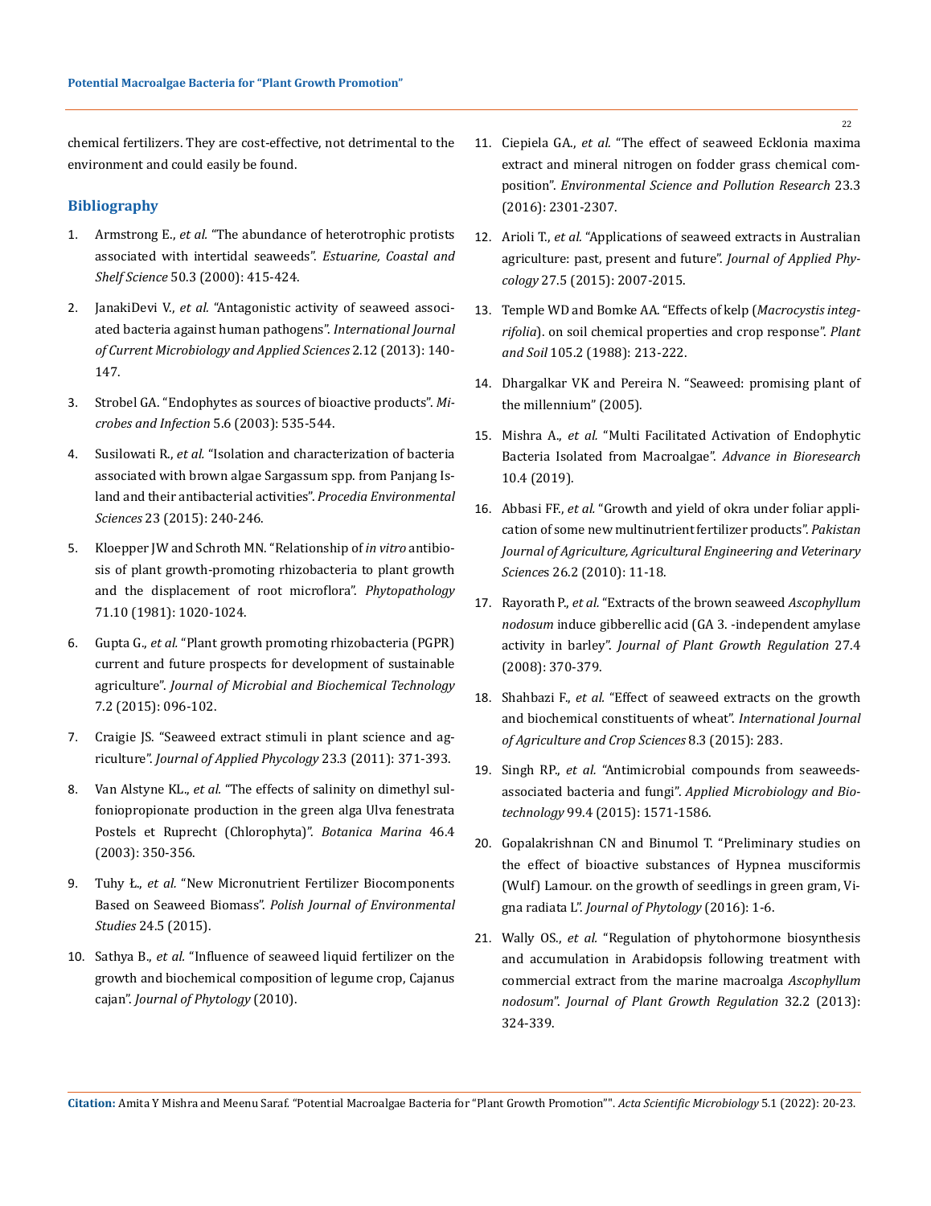chemical fertilizers. They are cost-effective, not detrimental to the environment and could easily be found.

## Bibliography

1. Armstrong E., *et al.* "The abundance of heterotrophic protists associated with intertidal seaweeds". *Estuarine, Coastal and Shelf Science* 50.3 (2000): 415-424.
2. JanakiDevi V., *et al.* "Antagonistic activity of seaweed associated bacteria against human pathogens". *International Journal of Current Microbiology and Applied Sciences* 2.12 (2013): 140-147.
3. Strobel GA. "Endophytes as sources of bioactive products". *Microbes and Infection* 5.6 (2003): 535-544.
4. Susilowati R., *et al.* "Isolation and characterization of bacteria associated with brown algae Sargassum spp. from Panjang Island and their antibacterial activities". *Procedia Environmental Sciences* 23 (2015): 240-246.
5. Kloepper JW and Schroth MN. "Relationship of *in vitro* antibiosis of plant growth-promoting rhizobacteria to plant growth and the displacement of root microflora". *Phytopathology* 71.10 (1981): 1020-1024.
6. Gupta G., *et al.* "Plant growth promoting rhizobacteria (PGPR) current and future prospects for development of sustainable agriculture". *Journal of Microbial and Biochemical Technology* 7.2 (2015): 096-102.
7. Craigie JS. "Seaweed extract stimuli in plant science and agriculture". *Journal of Applied Phycology* 23.3 (2011): 371-393.
8. Van Alstyne KL., *et al.* "The effects of salinity on dimethyl sulfoniopropionate production in the green alga Ulva fenestrata Postels et Ruprecht (Chlorophyta)". *Botanica Marina* 46.4 (2003): 350-356.
9. Tuhy Ł., *et al.* "New Micronutrient Fertilizer Biocomponents Based on Seaweed Biomass". *Polish Journal of Environmental Studies* 24.5 (2015).
10. Sathya B., *et al.* "Influence of seaweed liquid fertilizer on the growth and biochemical composition of legume crop, Cajanus cajan". *Journal of Phytology* (2010).
11. Ciepiela GA., *et al.* "The effect of seaweed Ecklonia maxima extract and mineral nitrogen on fodder grass chemical composition". *Environmental Science and Pollution Research* 23.3 (2016): 2301-2307.
12. Arioli T., *et al.* "Applications of seaweed extracts in Australian agriculture: past, present and future". *Journal of Applied Phycology* 27.5 (2015): 2007-2015.
13. Temple WD and Bomke AA. "Effects of kelp (*Macrocystis integrifolia*). on soil chemical properties and crop response". *Plant and Soil* 105.2 (1988): 213-222.
14. Dhargalkar VK and Pereira N. "Seaweed: promising plant of the millennium" (2005).
15. Mishra A., *et al.* "Multi Facilitated Activation of Endophytic Bacteria Isolated from Macroalgae". *Advance in Bioresearch* 10.4 (2019).
16. Abbasi FF., *et al.* "Growth and yield of okra under foliar application of some new multinutrient fertilizer products". *Pakistan Journal of Agriculture, Agricultural Engineering and Veterinary Sciences* 26.2 (2010): 11-18.
17. Rayorath P., *et al.* "Extracts of the brown seaweed *Ascophyllum nodosum* induce gibberellic acid (GA 3. -independent amylase activity in barley". *Journal of Plant Growth Regulation* 27.4 (2008): 370-379.
18. Shahbazi F., *et al.* "Effect of seaweed extracts on the growth and biochemical constituents of wheat". *International Journal of Agriculture and Crop Sciences* 8.3 (2015): 283.
19. Singh RP., *et al.* "Antimicrobial compounds from seaweeds-associated bacteria and fungi". *Applied Microbiology and Biotechnology* 99.4 (2015): 1571-1586.
20. Gopalakrishnan CN and Binumol T. "Preliminary studies on the effect of bioactive substances of Hypnea musciformis (Wulf) Lamour. on the growth of seedlings in green gram, Vigna radiata L". *Journal of Phytology* (2016): 1-6.
21. Wally OS., *et al.* "Regulation of phytohormone biosynthesis and accumulation in Arabidopsis following treatment with commercial extract from the marine macroalga *Ascophyllum nodosum*". *Journal of Plant Growth Regulation* 32.2 (2013): 324-339.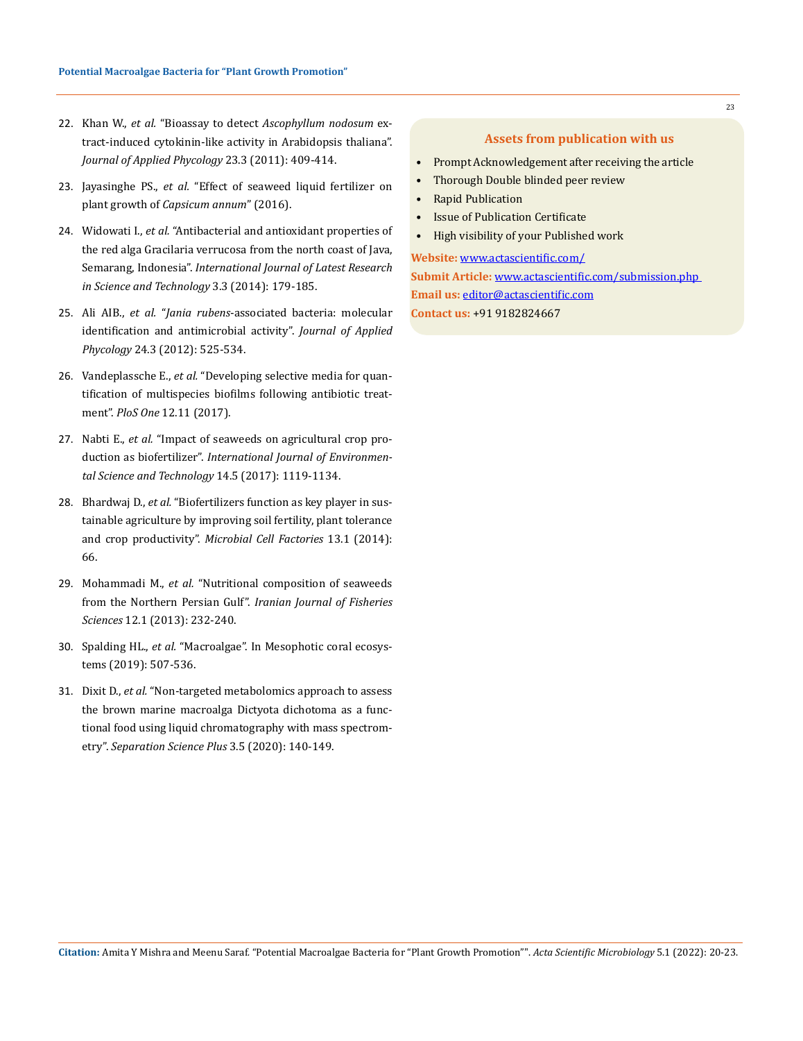22. Khan W., *et al.* "Bioassay to detect *Ascophyllum nodosum* extract-induced cytokinin-like activity in Arabidopsis thaliana". *Journal of Applied Phycology* 23.3 (2011): 409-414.
23. Jayasinghe PS., *et al.* "Effect of seaweed liquid fertilizer on plant growth of *Capsicum annum*" (2016).
24. Widowati I., *et al.* "Antibacterial and antioxidant properties of the red alga Gracilaria verrucosa from the north coast of Java, Semarang, Indonesia". *International Journal of Latest Research in Science and Technology* 3.3 (2014): 179-185.
25. Ali AIB., *et al.* "*Jania rubens*-associated bacteria: molecular identification and antimicrobial activity". *Journal of Applied Phycology* 24.3 (2012): 525-534.
26. Vandeplassche E., *et al.* "Developing selective media for quantification of multispecies biofilms following antibiotic treatment". *PloS One* 12.11 (2017).
27. Nabti E., *et al.* "Impact of seaweeds on agricultural crop production as biofertilizer". *International Journal of Environmental Science and Technology* 14.5 (2017): 1119-1134.
28. Bhardwaj D., *et al.* "Biofertilizers function as key player in sustainable agriculture by improving soil fertility, plant tolerance and crop productivity". *Microbial Cell Factories* 13.1 (2014): 66.
29. Mohammadi M., *et al.* "Nutritional composition of seaweeds from the Northern Persian Gulf". *Iranian Journal of Fisheries Sciences* 12.1 (2013): 232-240.
30. Spalding HL., *et al.* "Macroalgae". In Mesophotic coral ecosystems (2019): 507-536.
31. Dixit D., *et al.* "Non-targeted metabolomics approach to assess the brown marine macroalga Dictyota dichotoma as a functional food using liquid chromatography with mass spectrometry". *Separation Science Plus* 3.5 (2020): 140-149.

### Assets from publication with us

- Prompt Acknowledgement after receiving the article
- Thorough Double blinded peer review
- Rapid Publication
- Issue of Publication Certificate
- High visibility of your Published work

**Website:** www.actascientific.com/
**Submit Article:** www.actascientific.com/submission.php
**Email us:** editor@actascientific.com
**Contact us:** +91 9182824667